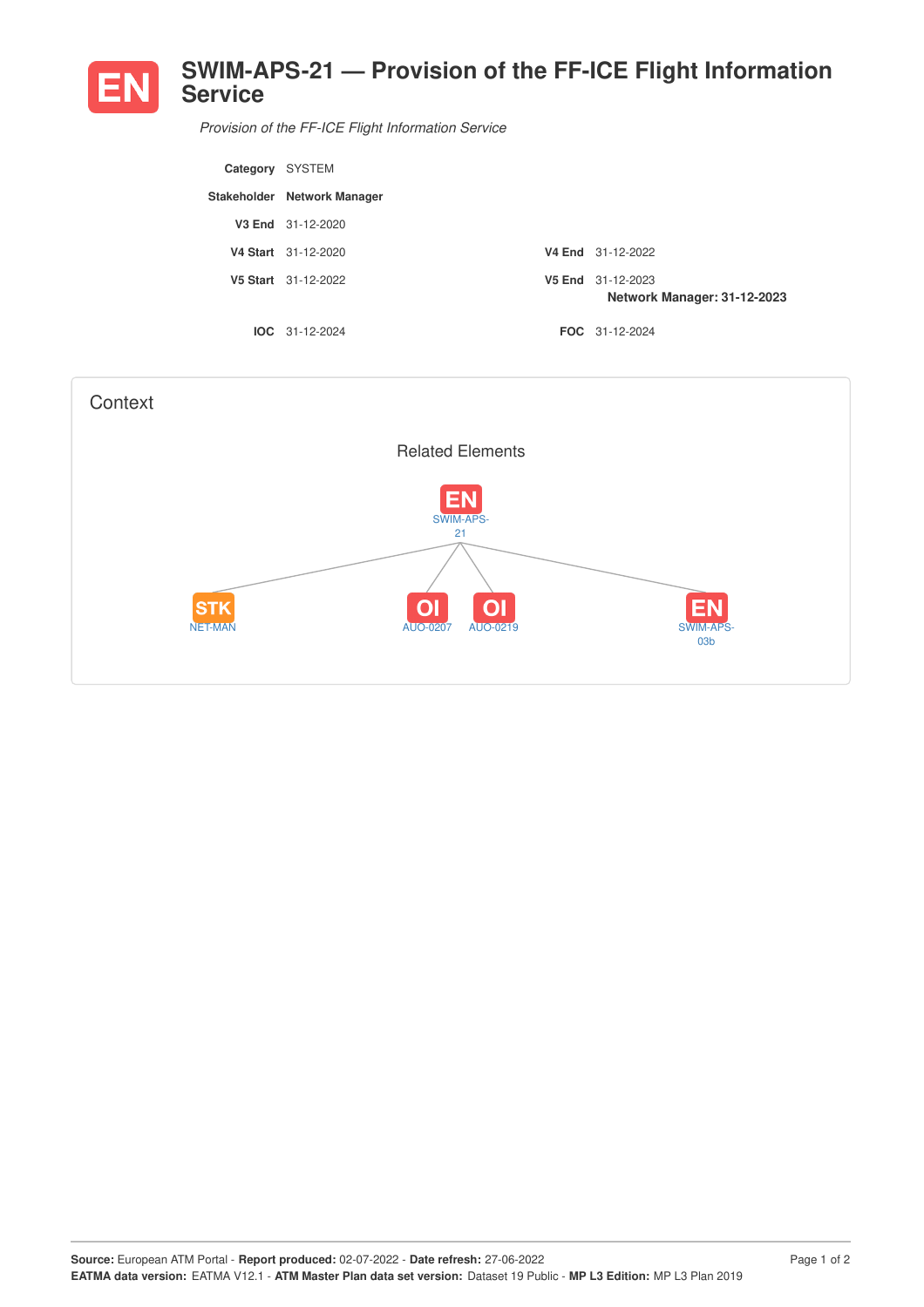# SWIM-APS-21 — Provision of the FF-ICE Flight Information Service

*Provision of the FF-ICE Flight Information Service*

| | | | |
|---|---|---|---|
| **Category** | SYSTEM | | |
| **Stakeholder** | **Network Manager** | | |
| **V3 End** | 31-12-2020 | | |
| **V4 Start** | 31-12-2020 | **V4 End** | 31-12-2022 |
| **V5 Start** | 31-12-2022 | **V5 End** | 31-12-2023<br>**Network Manager: 31-12-2023** |
| **IOC** | 31-12-2024 | **FOC** | 31-12-2024 |

## Context

### Related Elements

- EN SWIM-APS-21
  - STK NET-MAN
  - OI AUO-0207
  - OI AUO-0219
  - EN SWIM-APS-03b

**Source:** European ATM Portal - **Report produced:** 02-07-2022 - **Date refresh:** 27-06-2022
**EATMA data version:** EATMA V12.1 - **ATM Master Plan data set version:** Dataset 19 Public - **MP L3 Edition:** MP L3 Plan 2019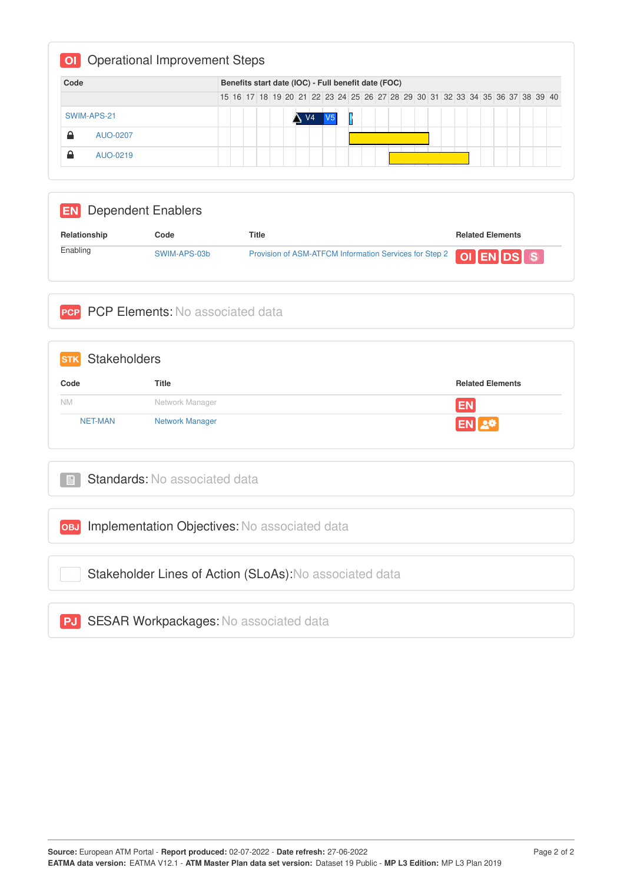## OI Operational Improvement Steps

| Code | Benefits start date (IOC) - Full benefit date (FOC) |
|---|---|
| | 15 16 17 18 19 20 21 22 23 24 25 26 27 28 29 30 31 32 33 34 35 36 37 38 39 40 |
| SWIM-APS-21 | V4 V5 |
| AUO-0207 | |
| AUO-0219 | |

## EN Dependent Enablers

| Relationship | Code | Title | Related Elements |
|---|---|---|---|
| Enabling | SWIM-APS-03b | Provision of ASM-ATFCM Information Services for Step 2 | OI EN DS S |

## PCP PCP Elements: No associated data

## STK Stakeholders

| Code | Title | Related Elements |
|---|---|---|
| NM | Network Manager | EN |
| NET-MAN | Network Manager | EN |

## Standards: No associated data

## OBJ Implementation Objectives: No associated data

## Stakeholder Lines of Action (SLoAs): No associated data

## PJ SESAR Workpackages: No associated data

**Source:** European ATM Portal - **Report produced:** 02-07-2022 - **Date refresh:** 27-06-2022
**EATMA data version:** EATMA V12.1 - **ATM Master Plan data set version:** Dataset 19 Public - **MP L3 Edition:** MP L3 Plan 2019